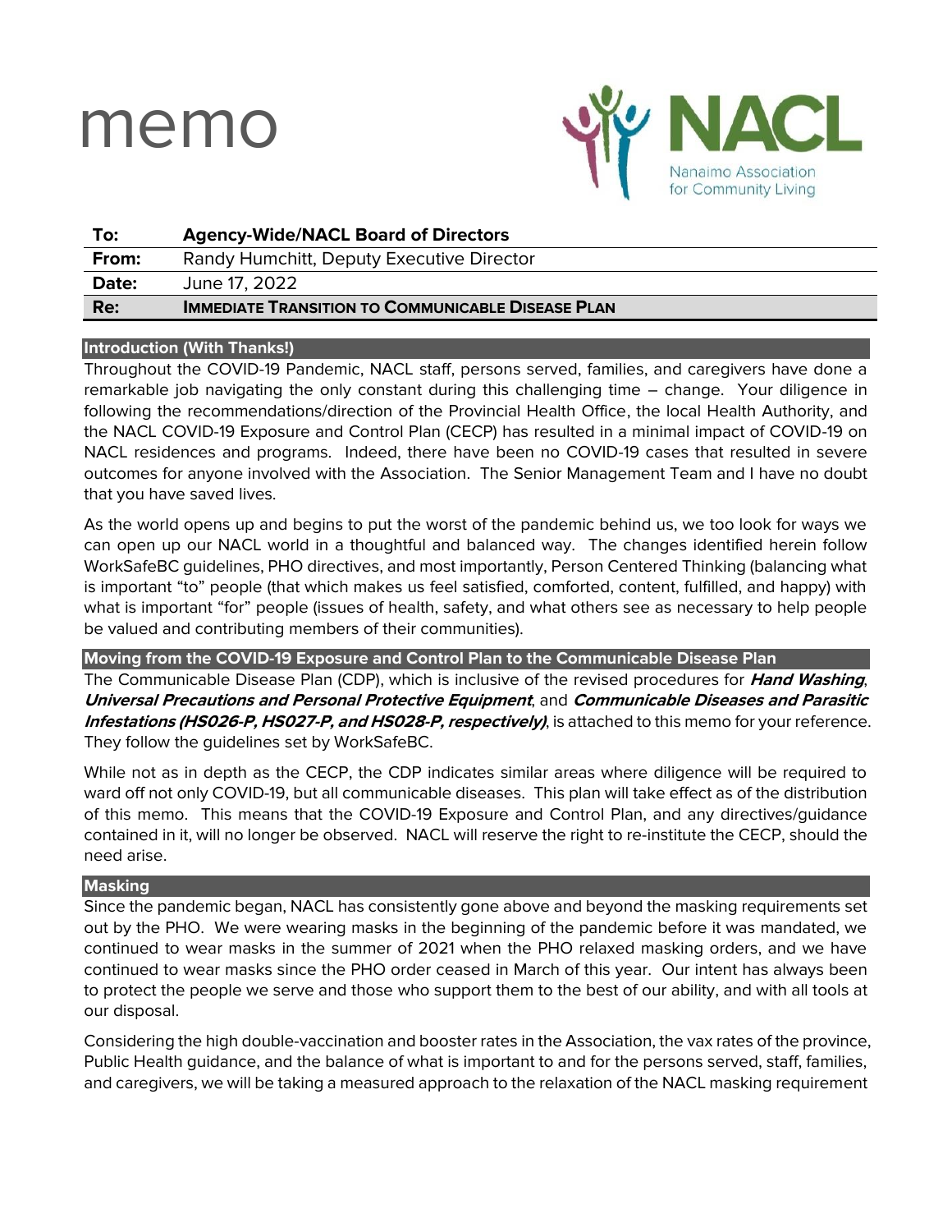# memo

NACL
Nanaimo Association for Community Living

| | |
|---|---|
| **To:** | **Agency-Wide/NACL Board of Directors** |
| **From:** | Randy Humchitt, Deputy Executive Director |
| **Date:** | June 17, 2022 |
| **Re:** | **IMMEDIATE TRANSITION TO COMMUNICABLE DISEASE PLAN** |

## Introduction (With Thanks!)

Throughout the COVID-19 Pandemic, NACL staff, persons served, families, and caregivers have done a remarkable job navigating the only constant during this challenging time – change. Your diligence in following the recommendations/direction of the Provincial Health Office, the local Health Authority, and the NACL COVID-19 Exposure and Control Plan (CECP) has resulted in a minimal impact of COVID-19 on NACL residences and programs. Indeed, there have been no COVID-19 cases that resulted in severe outcomes for anyone involved with the Association. The Senior Management Team and I have no doubt that you have saved lives.

As the world opens up and begins to put the worst of the pandemic behind us, we too look for ways we can open up our NACL world in a thoughtful and balanced way. The changes identified herein follow WorkSafeBC guidelines, PHO directives, and most importantly, Person Centered Thinking (balancing what is important "to" people (that which makes us feel satisfied, comforted, content, fulfilled, and happy) with what is important "for" people (issues of health, safety, and what others see as necessary to help people be valued and contributing members of their communities).

## Moving from the COVID-19 Exposure and Control Plan to the Communicable Disease Plan

The Communicable Disease Plan (CDP), which is inclusive of the revised procedures for ***Hand Washing***, ***Universal Precautions and Personal Protective Equipment***, and ***Communicable Diseases and Parasitic Infestations (HS026-P, HS027-P, and HS028-P, respectively)***, is attached to this memo for your reference. They follow the guidelines set by WorkSafeBC.

While not as in depth as the CECP, the CDP indicates similar areas where diligence will be required to ward off not only COVID-19, but all communicable diseases. This plan will take effect as of the distribution of this memo. This means that the COVID-19 Exposure and Control Plan, and any directives/guidance contained in it, will no longer be observed. NACL will reserve the right to re-institute the CECP, should the need arise.

## Masking

Since the pandemic began, NACL has consistently gone above and beyond the masking requirements set out by the PHO. We were wearing masks in the beginning of the pandemic before it was mandated, we continued to wear masks in the summer of 2021 when the PHO relaxed masking orders, and we have continued to wear masks since the PHO order ceased in March of this year. Our intent has always been to protect the people we serve and those who support them to the best of our ability, and with all tools at our disposal.

Considering the high double-vaccination and booster rates in the Association, the vax rates of the province, Public Health guidance, and the balance of what is important to and for the persons served, staff, families, and caregivers, we will be taking a measured approach to the relaxation of the NACL masking requirement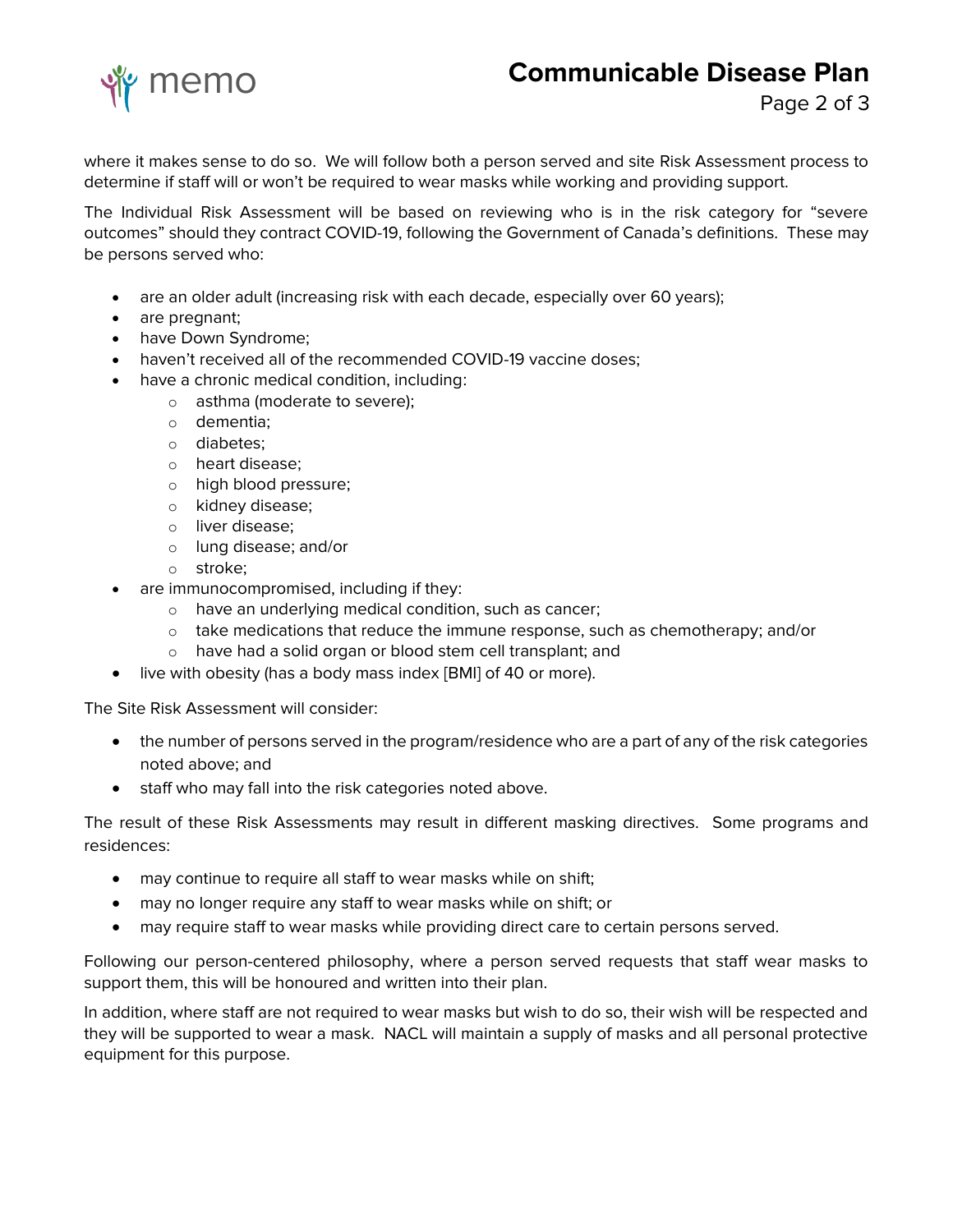where it makes sense to do so. We will follow both a person served and site Risk Assessment process to determine if staff will or won't be required to wear masks while working and providing support.

The Individual Risk Assessment will be based on reviewing who is in the risk category for "severe outcomes" should they contract COVID-19, following the Government of Canada's definitions. These may be persons served who:

- are an older adult (increasing risk with each decade, especially over 60 years);
- are pregnant;
- have Down Syndrome;
- haven't received all of the recommended COVID-19 vaccine doses;
- have a chronic medical condition, including:
  - asthma (moderate to severe);
  - dementia;
  - diabetes;
  - heart disease;
  - high blood pressure;
  - kidney disease;
  - liver disease;
  - lung disease; and/or
  - stroke;
- are immunocompromised, including if they:
  - have an underlying medical condition, such as cancer;
  - take medications that reduce the immune response, such as chemotherapy; and/or
  - have had a solid organ or blood stem cell transplant; and
- live with obesity (has a body mass index [BMI] of 40 or more).

The Site Risk Assessment will consider:

- the number of persons served in the program/residence who are a part of any of the risk categories noted above; and
- staff who may fall into the risk categories noted above.

The result of these Risk Assessments may result in different masking directives. Some programs and residences:

- may continue to require all staff to wear masks while on shift;
- may no longer require any staff to wear masks while on shift; or
- may require staff to wear masks while providing direct care to certain persons served.

Following our person-centered philosophy, where a person served requests that staff wear masks to support them, this will be honoured and written into their plan.

In addition, where staff are not required to wear masks but wish to do so, their wish will be respected and they will be supported to wear a mask. NACL will maintain a supply of masks and all personal protective equipment for this purpose.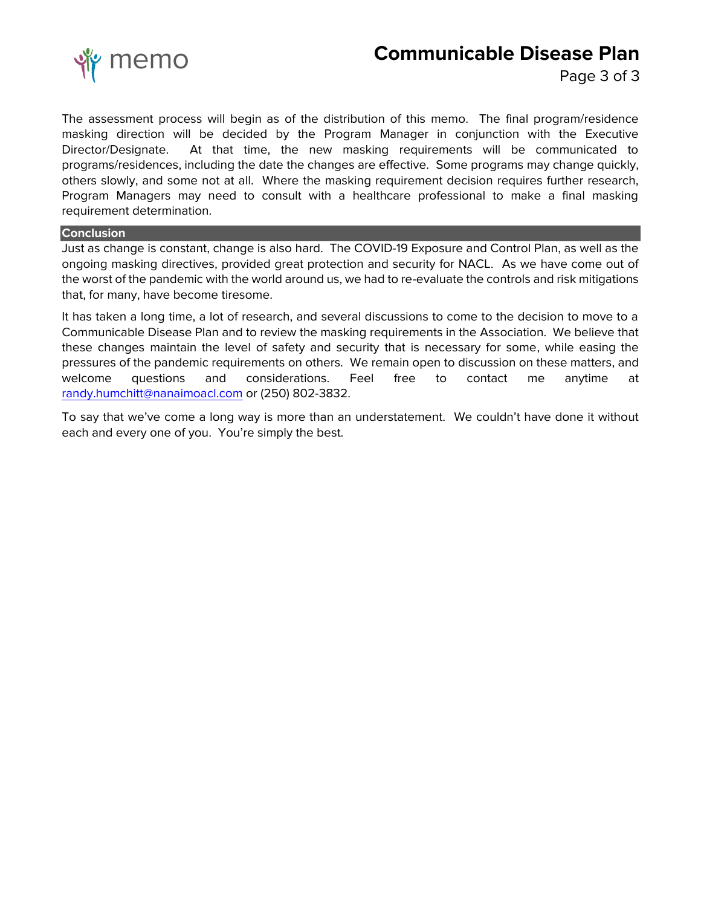The assessment process will begin as of the distribution of this memo. The final program/residence masking direction will be decided by the Program Manager in conjunction with the Executive Director/Designate. At that time, the new masking requirements will be communicated to programs/residences, including the date the changes are effective. Some programs may change quickly, others slowly, and some not at all. Where the masking requirement decision requires further research, Program Managers may need to consult with a healthcare professional to make a final masking requirement determination.

## Conclusion

Just as change is constant, change is also hard. The COVID-19 Exposure and Control Plan, as well as the ongoing masking directives, provided great protection and security for NACL. As we have come out of the worst of the pandemic with the world around us, we had to re-evaluate the controls and risk mitigations that, for many, have become tiresome.

It has taken a long time, a lot of research, and several discussions to come to the decision to move to a Communicable Disease Plan and to review the masking requirements in the Association. We believe that these changes maintain the level of safety and security that is necessary for some, while easing the pressures of the pandemic requirements on others. We remain open to discussion on these matters, and welcome questions and considerations. Feel free to contact me anytime at randy.humchitt@nanaimoacl.com or (250) 802-3832.

To say that we've come a long way is more than an understatement. We couldn't have done it without each and every one of you. You're simply the best.